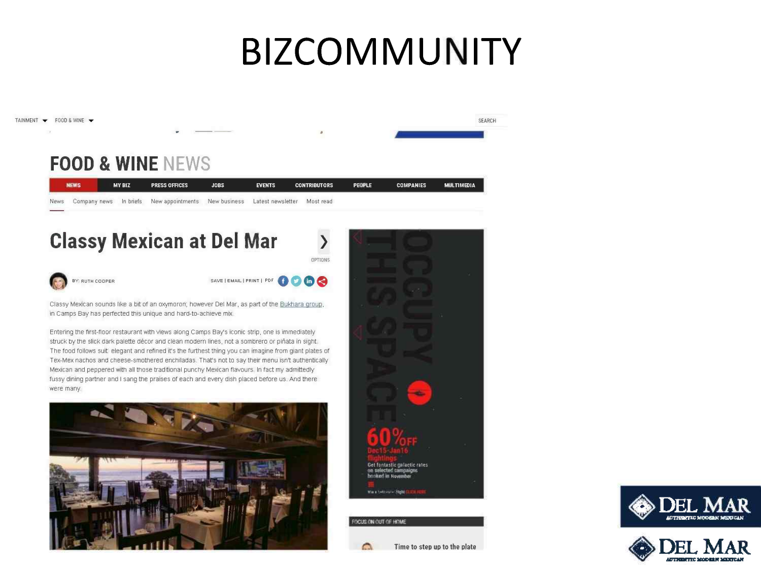# BIZCOMMUNITY

## FOOD & WINE NEWS

NEWS | MY BIZ | PRESS OFFICES | JOBS | EVENTS | CONTRIBUTORS | PEOPLE | COMPANIES | MULTIMEDIA

News | Company news | In briefs | New appointments | New business | Latest newsletter | Most read

### Classy Mexican at Del Mar

BY: RUTH COOPER

SAVE | EMAIL | PRINT | PDF

Classy Mexican sounds like a bit of an oxymoron; however Del Mar, as part of the Bukhara group, in Camps Bay has perfected this unique and hard-to-achieve mix.

Entering the first-floor restaurant with views along Camps Bay's iconic strip, one is immediately struck by the slick dark palette décor and clean modern lines, not a sombrero or piñata in sight. The food follows suit: elegant and refined it's the furthest thing you can imagine from giant plates of Tex-Mex nachos and cheese-smothered enchiladas. That's not to say their menu isn't authentically Mexican and peppered with all those traditional punchy Mexican flavours. In fact my admittedly fussy dining partner and I sang the praises of each and every dish placed before us. And there were many.

FOCUS ON OUT OF HOME

Time to step up to the plate

DEL MAR
AUTHENTIC MODERN MEXICAN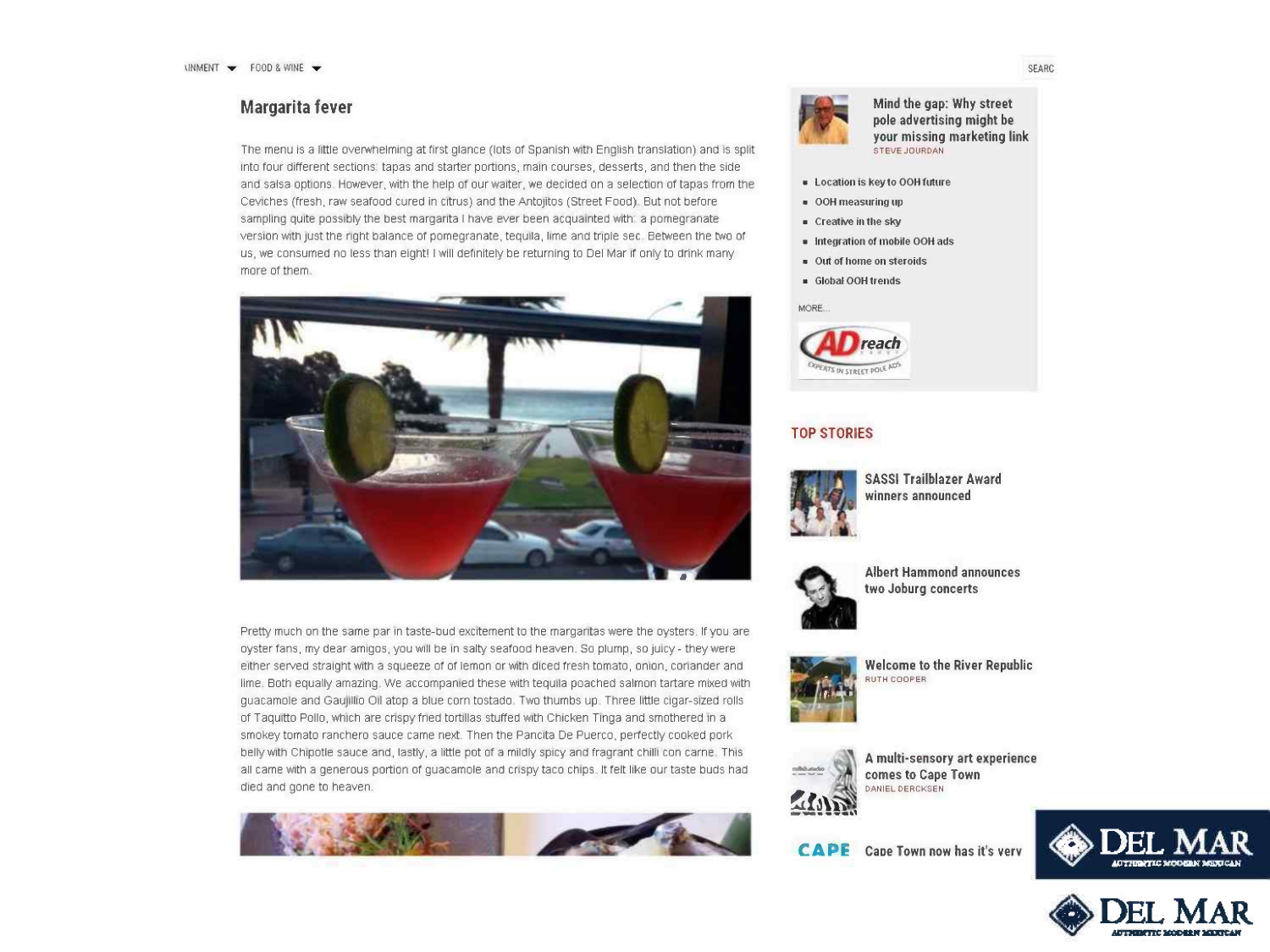## Margarita fever

The menu is a little overwhelming at first glance (lots of Spanish with English translation) and is split into four different sections: tapas and starter portions, main courses, desserts, and then the side and salsa options. However, with the help of our waiter, we decided on a selection of tapas from the Ceviches (fresh, raw seafood cured in citrus) and the Antojitos (Street Food). But not before sampling quite possibly the best margarita I have ever been acquainted with: a pomegranate version with just the right balance of pomegranate, tequila, lime and triple sec. Between the two of us, we consumed no less than eight! I will definitely be returning to Del Mar if only to drink many more of them.

Pretty much on the same par in taste-bud excitement to the margaritas were the oysters. If you are oyster fans, my dear amigos, you will be in salty seafood heaven. So plump, so juicy - they were either served straight with a squeeze of of lemon or with diced fresh tomato, onion, coriander and lime. Both equally amazing. We accompanied these with tequila poached salmon tartare mixed with guacamole and Gaujillio Oil atop a blue corn tostado. Two thumbs up. Three little cigar-sized rolls of Taquitto Pollo, which are crispy fried tortillas stuffed with Chicken Tinga and smothered in a smokey tomato ranchero sauce came next. Then the Pancita De Puerco, perfectly cooked pork belly with Chipotle sauce and, lastly, a little pot of a mildly spicy and fragrant chilli con carne. This all came with a generous portion of guacamole and crispy taco chips. It felt like our taste buds had died and gone to heaven.

Mind the gap: Why street pole advertising might be your missing marketing link
STEVE JOURDAN

- Location is key to OOH future
- OOH measuring up
- Creative in the sky
- Integration of mobile OOH ads
- Out of home on steroids
- Global OOH trends

MORE...

### TOP STORIES

SASSI Trailblazer Award winners announced

Albert Hammond announces two Joburg concerts

Welcome to the River Republic
RUTH COOPER

A multi-sensory art experience comes to Cape Town
DANIEL DERCKSEN

Cape Town now has it's very

DEL MAR
AUTHENTIC MODERN MEXICAN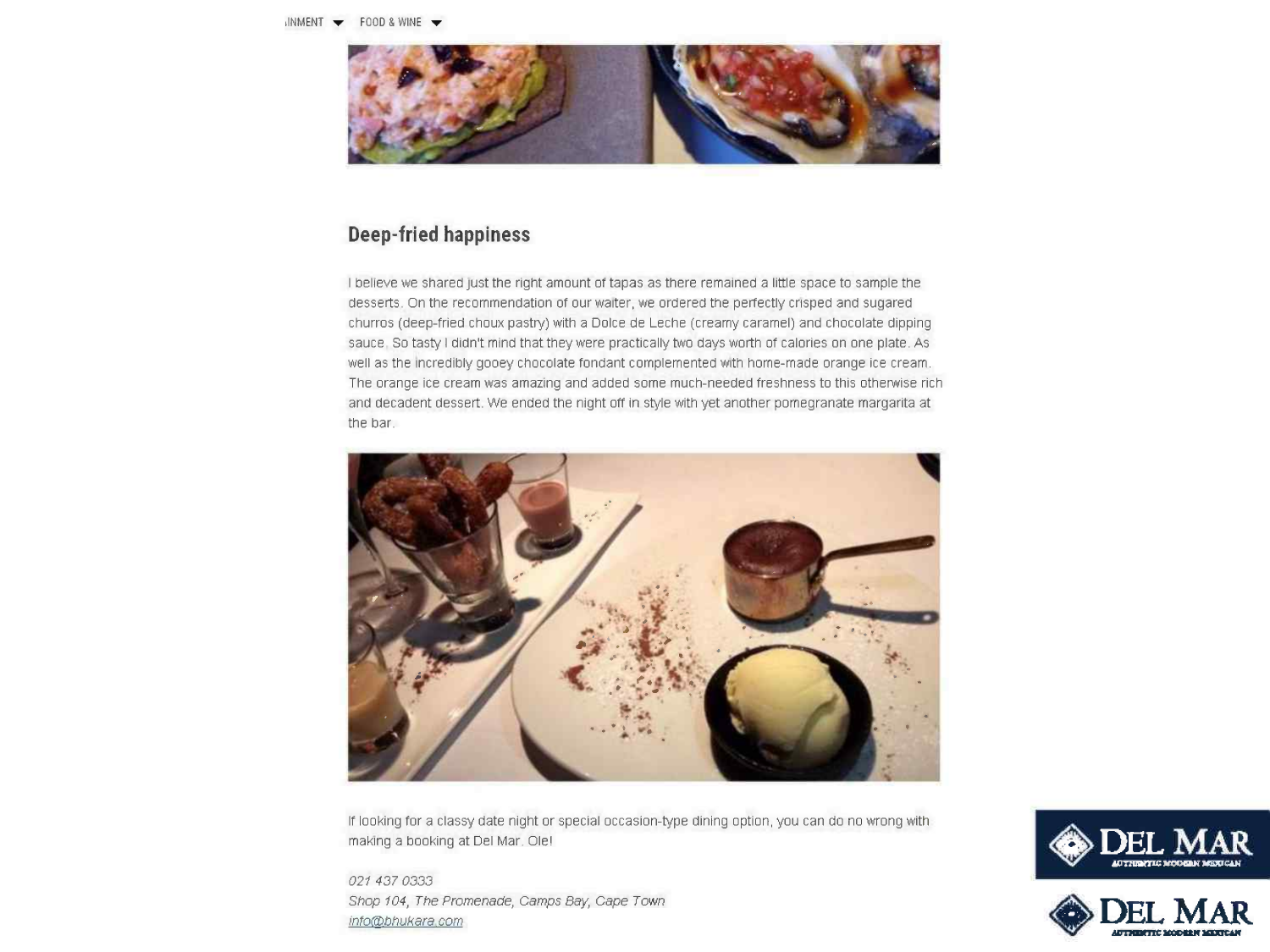## Deep-fried happiness

I believe we shared just the right amount of tapas as there remained a little space to sample the desserts. On the recommendation of our waiter, we ordered the perfectly crisped and sugared churros (deep-fried choux pastry) with a Dolce de Leche (creamy caramel) and chocolate dipping sauce. So tasty I didn't mind that they were practically two days worth of calories on one plate. As well as the incredibly gooey chocolate fondant complemented with home-made orange ice cream. The orange ice cream was amazing and added some much-needed freshness to this otherwise rich and decadent dessert. We ended the night off in style with yet another pomegranate margarita at the bar.

If looking for a classy date night or special occasion-type dining option, you can do no wrong with making a booking at Del Mar. Ole!

*021 437 0333*
*Shop 104, The Promenade, Camps Bay, Cape Town*
*info@bhukara.com*